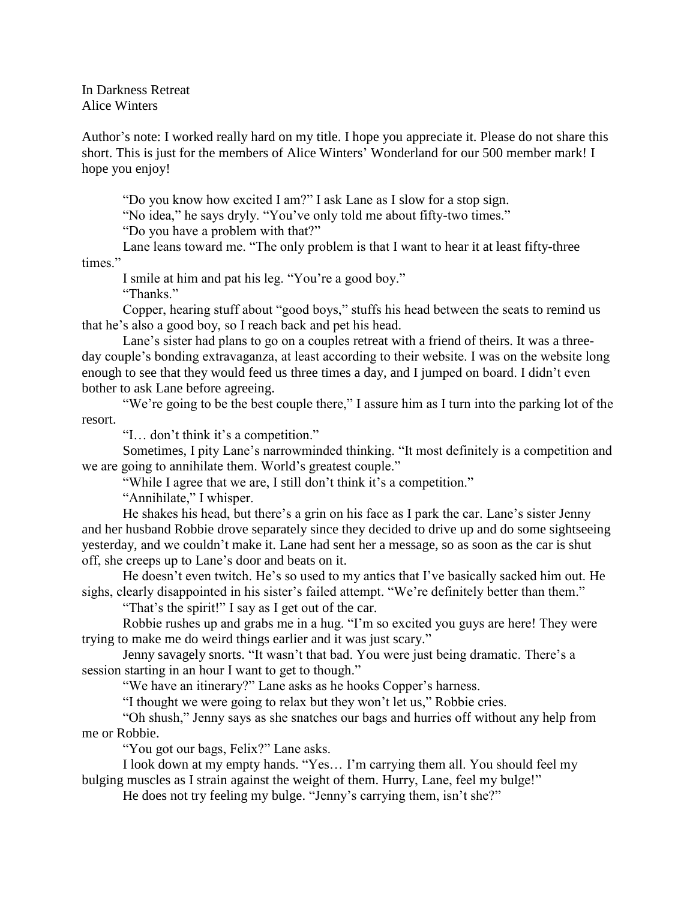In Darkness Retreat
Alice Winters

Author's note: I worked really hard on my title. I hope you appreciate it. Please do not share this short. This is just for the members of Alice Winters' Wonderland for our 500 member mark! I hope you enjoy!

"Do you know how excited I am?" I ask Lane as I slow for a stop sign.

"No idea," he says dryly. "You've only told me about fifty-two times."

"Do you have a problem with that?"

Lane leans toward me. "The only problem is that I want to hear it at least fifty-three times."

I smile at him and pat his leg. "You're a good boy."

"Thanks."

Copper, hearing stuff about "good boys," stuffs his head between the seats to remind us that he's also a good boy, so I reach back and pet his head.

Lane's sister had plans to go on a couples retreat with a friend of theirs. It was a three-day couple's bonding extravaganza, at least according to their website. I was on the website long enough to see that they would feed us three times a day, and I jumped on board. I didn't even bother to ask Lane before agreeing.

"We're going to be the best couple there," I assure him as I turn into the parking lot of the resort.

"I… don't think it's a competition."

Sometimes, I pity Lane's narrowminded thinking. "It most definitely is a competition and we are going to annihilate them. World's greatest couple."

"While I agree that we are, I still don't think it's a competition."

"Annihilate," I whisper.

He shakes his head, but there's a grin on his face as I park the car. Lane's sister Jenny and her husband Robbie drove separately since they decided to drive up and do some sightseeing yesterday, and we couldn't make it. Lane had sent her a message, so as soon as the car is shut off, she creeps up to Lane's door and beats on it.

He doesn't even twitch. He's so used to my antics that I've basically sacked him out. He sighs, clearly disappointed in his sister's failed attempt. "We're definitely better than them."

"That's the spirit!" I say as I get out of the car.

Robbie rushes up and grabs me in a hug. "I'm so excited you guys are here! They were trying to make me do weird things earlier and it was just scary."

Jenny savagely snorts. "It wasn't that bad. You were just being dramatic. There's a session starting in an hour I want to get to though."

"We have an itinerary?" Lane asks as he hooks Copper's harness.

"I thought we were going to relax but they won't let us," Robbie cries.

"Oh shush," Jenny says as she snatches our bags and hurries off without any help from me or Robbie.

"You got our bags, Felix?" Lane asks.

I look down at my empty hands. "Yes… I'm carrying them all. You should feel my bulging muscles as I strain against the weight of them. Hurry, Lane, feel my bulge!"

He does not try feeling my bulge. "Jenny's carrying them, isn't she?"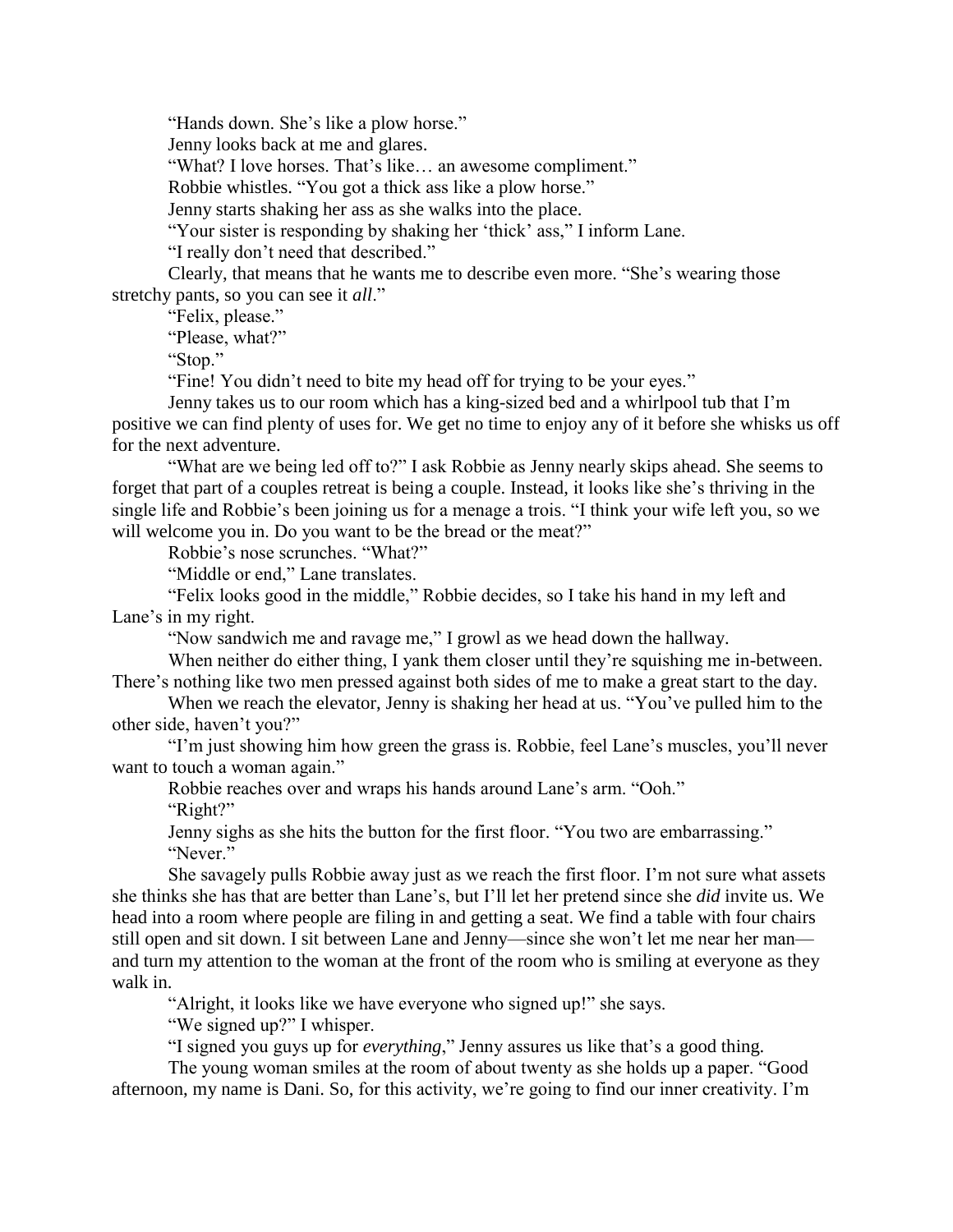"Hands down. She's like a plow horse."

Jenny looks back at me and glares.

"What? I love horses. That's like… an awesome compliment."

Robbie whistles. "You got a thick ass like a plow horse."

Jenny starts shaking her ass as she walks into the place.

"Your sister is responding by shaking her 'thick' ass," I inform Lane.

"I really don't need that described."

Clearly, that means that he wants me to describe even more. "She's wearing those stretchy pants, so you can see it *all*."

"Felix, please."

"Please, what?"

"Stop."

"Fine! You didn't need to bite my head off for trying to be your eyes."

Jenny takes us to our room which has a king-sized bed and a whirlpool tub that I'm positive we can find plenty of uses for. We get no time to enjoy any of it before she whisks us off for the next adventure.

"What are we being led off to?" I ask Robbie as Jenny nearly skips ahead. She seems to forget that part of a couples retreat is being a couple. Instead, it looks like she's thriving in the single life and Robbie's been joining us for a menage a trois. "I think your wife left you, so we will welcome you in. Do you want to be the bread or the meat?"

Robbie's nose scrunches. "What?"

"Middle or end," Lane translates.

"Felix looks good in the middle," Robbie decides, so I take his hand in my left and Lane's in my right.

"Now sandwich me and ravage me," I growl as we head down the hallway.

When neither do either thing, I yank them closer until they're squishing me in-between. There's nothing like two men pressed against both sides of me to make a great start to the day.

When we reach the elevator, Jenny is shaking her head at us. "You've pulled him to the other side, haven't you?"

"I'm just showing him how green the grass is. Robbie, feel Lane's muscles, you'll never want to touch a woman again."

Robbie reaches over and wraps his hands around Lane's arm. "Ooh."

"Right?"

Jenny sighs as she hits the button for the first floor. "You two are embarrassing."

"Never."

She savagely pulls Robbie away just as we reach the first floor. I'm not sure what assets she thinks she has that are better than Lane's, but I'll let her pretend since she *did* invite us. We head into a room where people are filing in and getting a seat. We find a table with four chairs still open and sit down. I sit between Lane and Jenny—since she won't let me near her man—and turn my attention to the woman at the front of the room who is smiling at everyone as they walk in.

"Alright, it looks like we have everyone who signed up!" she says.

"We signed up?" I whisper.

"I signed you guys up for *everything*," Jenny assures us like that's a good thing.

The young woman smiles at the room of about twenty as she holds up a paper. "Good afternoon, my name is Dani. So, for this activity, we're going to find our inner creativity. I'm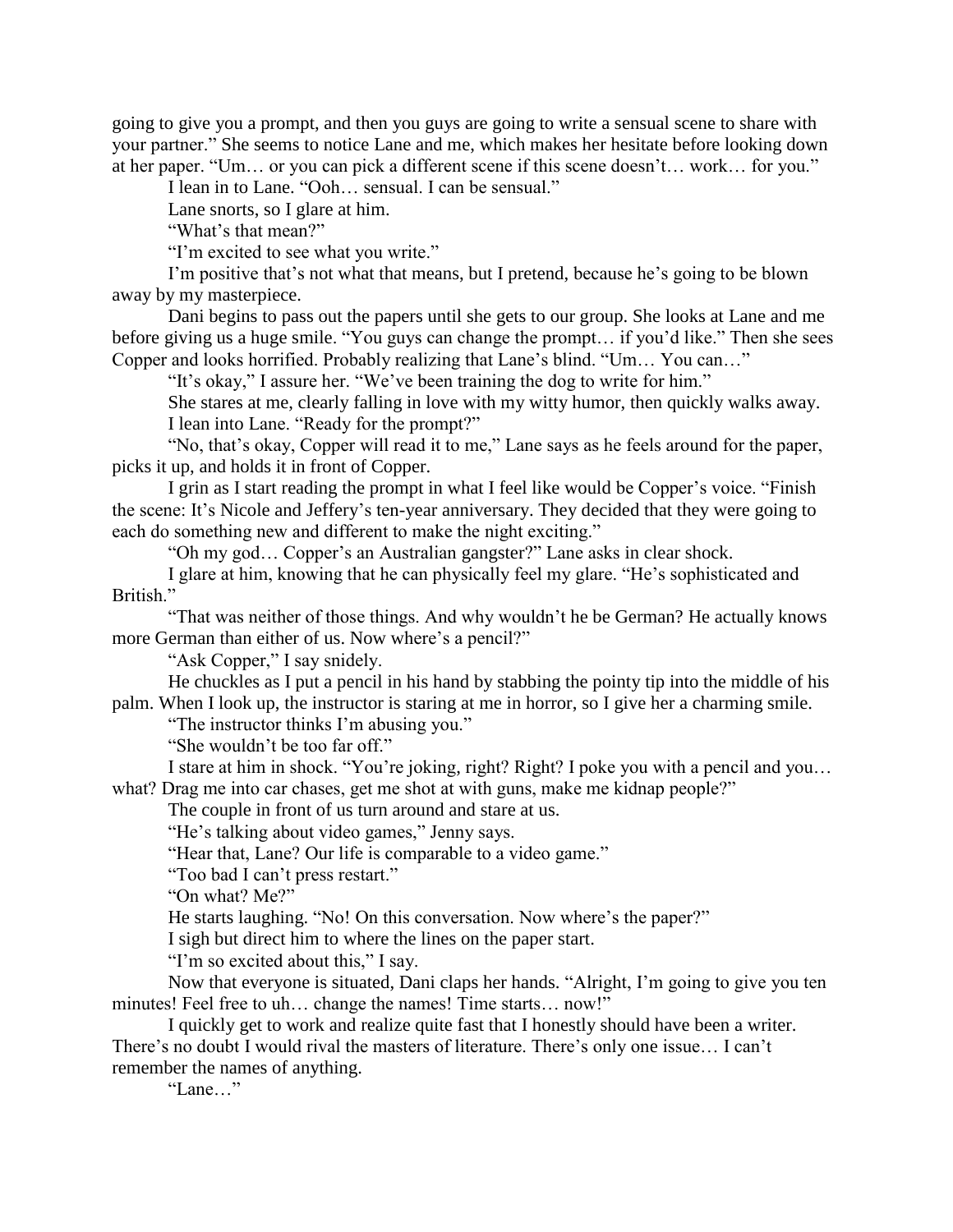going to give you a prompt, and then you guys are going to write a sensual scene to share with your partner." She seems to notice Lane and me, which makes her hesitate before looking down at her paper. "Um… or you can pick a different scene if this scene doesn't… work… for you."

I lean in to Lane. "Ooh… sensual. I can be sensual."

Lane snorts, so I glare at him.

"What's that mean?"

"I'm excited to see what you write."

I'm positive that's not what that means, but I pretend, because he's going to be blown away by my masterpiece.

Dani begins to pass out the papers until she gets to our group. She looks at Lane and me before giving us a huge smile. "You guys can change the prompt… if you'd like." Then she sees Copper and looks horrified. Probably realizing that Lane's blind. "Um… You can…"

"It's okay," I assure her. "We've been training the dog to write for him."

She stares at me, clearly falling in love with my witty humor, then quickly walks away.

I lean into Lane. "Ready for the prompt?"

"No, that's okay, Copper will read it to me," Lane says as he feels around for the paper, picks it up, and holds it in front of Copper.

I grin as I start reading the prompt in what I feel like would be Copper's voice. "Finish the scene: It's Nicole and Jeffery's ten-year anniversary. They decided that they were going to each do something new and different to make the night exciting."

"Oh my god… Copper's an Australian gangster?" Lane asks in clear shock.

I glare at him, knowing that he can physically feel my glare. "He's sophisticated and British."

"That was neither of those things. And why wouldn't he be German? He actually knows more German than either of us. Now where's a pencil?"

"Ask Copper," I say snidely.

He chuckles as I put a pencil in his hand by stabbing the pointy tip into the middle of his palm. When I look up, the instructor is staring at me in horror, so I give her a charming smile.

"The instructor thinks I'm abusing you."

"She wouldn't be too far off."

I stare at him in shock. "You're joking, right? Right? I poke you with a pencil and you… what? Drag me into car chases, get me shot at with guns, make me kidnap people?"

The couple in front of us turn around and stare at us.

"He's talking about video games," Jenny says.

"Hear that, Lane? Our life is comparable to a video game."

"Too bad I can't press restart."

"On what? Me?"

He starts laughing. "No! On this conversation. Now where's the paper?"

I sigh but direct him to where the lines on the paper start.

"I'm so excited about this," I say.

Now that everyone is situated, Dani claps her hands. "Alright, I'm going to give you ten minutes! Feel free to uh… change the names! Time starts… now!"

I quickly get to work and realize quite fast that I honestly should have been a writer. There's no doubt I would rival the masters of literature. There's only one issue… I can't remember the names of anything.

"Lane…"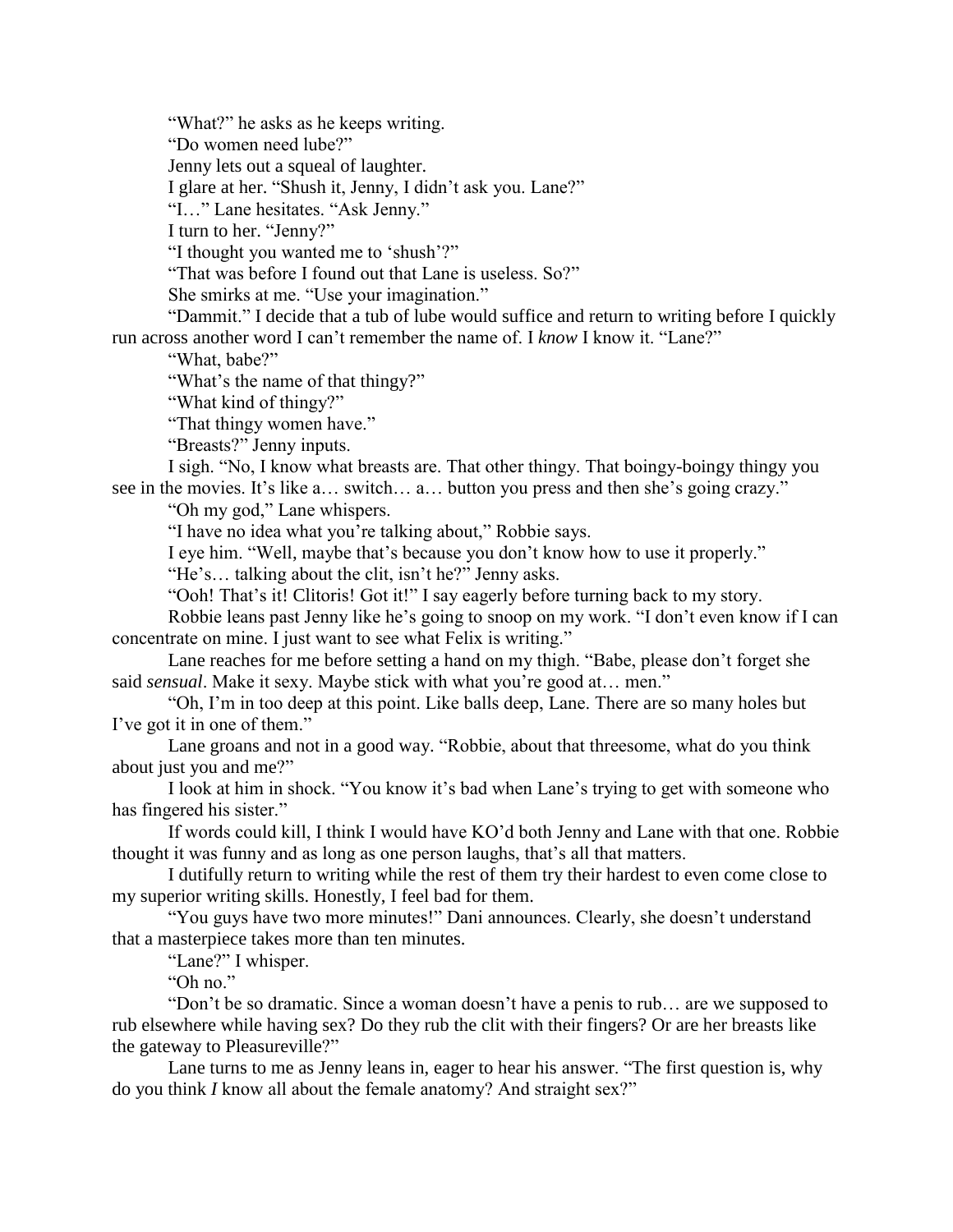"What?" he asks as he keeps writing.

"Do women need lube?"

Jenny lets out a squeal of laughter.

I glare at her. "Shush it, Jenny, I didn't ask you. Lane?"

"I…" Lane hesitates. "Ask Jenny."

I turn to her. "Jenny?"

"I thought you wanted me to 'shush'?"

"That was before I found out that Lane is useless. So?"

She smirks at me. "Use your imagination."

"Dammit." I decide that a tub of lube would suffice and return to writing before I quickly run across another word I can't remember the name of. I *know* I know it. "Lane?"

"What, babe?"

"What's the name of that thingy?"

"What kind of thingy?"

"That thingy women have."

"Breasts?" Jenny inputs.

I sigh. "No, I know what breasts are. That other thingy. That boingy-boingy thingy you see in the movies. It's like a… switch… a… button you press and then she's going crazy."

"Oh my god," Lane whispers.

"I have no idea what you're talking about," Robbie says.

I eye him. "Well, maybe that's because you don't know how to use it properly."

"He's… talking about the clit, isn't he?" Jenny asks.

"Ooh! That's it! Clitoris! Got it!" I say eagerly before turning back to my story.

Robbie leans past Jenny like he's going to snoop on my work. "I don't even know if I can concentrate on mine. I just want to see what Felix is writing."

Lane reaches for me before setting a hand on my thigh. "Babe, please don't forget she said *sensual*. Make it sexy. Maybe stick with what you're good at… men."

"Oh, I'm in too deep at this point. Like balls deep, Lane. There are so many holes but I've got it in one of them."

Lane groans and not in a good way. "Robbie, about that threesome, what do you think about just you and me?"

I look at him in shock. "You know it's bad when Lane's trying to get with someone who has fingered his sister."

If words could kill, I think I would have KO'd both Jenny and Lane with that one. Robbie thought it was funny and as long as one person laughs, that's all that matters.

I dutifully return to writing while the rest of them try their hardest to even come close to my superior writing skills. Honestly, I feel bad for them.

"You guys have two more minutes!" Dani announces. Clearly, she doesn't understand that a masterpiece takes more than ten minutes.

"Lane?" I whisper.

"Oh no."

"Don't be so dramatic. Since a woman doesn't have a penis to rub… are we supposed to rub elsewhere while having sex? Do they rub the clit with their fingers? Or are her breasts like the gateway to Pleasureville?"

Lane turns to me as Jenny leans in, eager to hear his answer. "The first question is, why do you think *I* know all about the female anatomy? And straight sex?"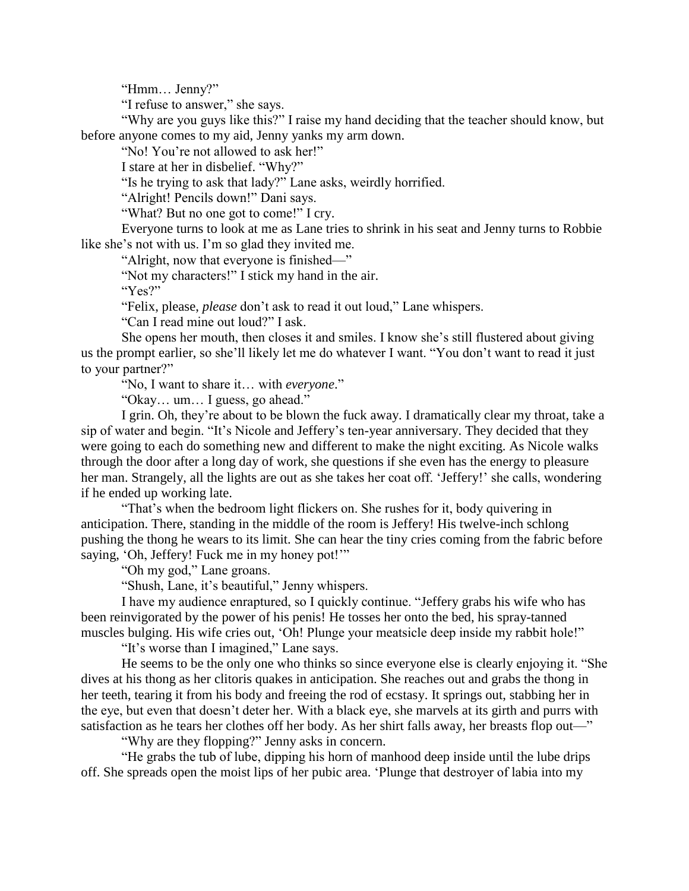"Hmm… Jenny?"

"I refuse to answer," she says.

"Why are you guys like this?" I raise my hand deciding that the teacher should know, but before anyone comes to my aid, Jenny yanks my arm down.

"No! You're not allowed to ask her!"

I stare at her in disbelief. "Why?"

"Is he trying to ask that lady?" Lane asks, weirdly horrified.

"Alright! Pencils down!" Dani says.

"What? But no one got to come!" I cry.

Everyone turns to look at me as Lane tries to shrink in his seat and Jenny turns to Robbie like she's not with us. I'm so glad they invited me.

"Alright, now that everyone is finished—"

"Not my characters!" I stick my hand in the air.

"Yes?"

"Felix, please, *please* don't ask to read it out loud," Lane whispers.

"Can I read mine out loud?" I ask.

She opens her mouth, then closes it and smiles. I know she's still flustered about giving us the prompt earlier, so she'll likely let me do whatever I want. "You don't want to read it just to your partner?"

"No, I want to share it… with *everyone*."

"Okay… um… I guess, go ahead."

I grin. Oh, they're about to be blown the fuck away. I dramatically clear my throat, take a sip of water and begin. "It's Nicole and Jeffery's ten-year anniversary. They decided that they were going to each do something new and different to make the night exciting. As Nicole walks through the door after a long day of work, she questions if she even has the energy to pleasure her man. Strangely, all the lights are out as she takes her coat off. 'Jeffery!' she calls, wondering if he ended up working late.

"That's when the bedroom light flickers on. She rushes for it, body quivering in anticipation. There, standing in the middle of the room is Jeffery! His twelve-inch schlong pushing the thong he wears to its limit. She can hear the tiny cries coming from the fabric before saying, 'Oh, Jeffery! Fuck me in my honey pot!'"

"Oh my god," Lane groans.

"Shush, Lane, it's beautiful," Jenny whispers.

I have my audience enraptured, so I quickly continue. "Jeffery grabs his wife who has been reinvigorated by the power of his penis! He tosses her onto the bed, his spray-tanned muscles bulging. His wife cries out, 'Oh! Plunge your meatsicle deep inside my rabbit hole!"

"It's worse than I imagined," Lane says.

He seems to be the only one who thinks so since everyone else is clearly enjoying it. "She dives at his thong as her clitoris quakes in anticipation. She reaches out and grabs the thong in her teeth, tearing it from his body and freeing the rod of ecstasy. It springs out, stabbing her in the eye, but even that doesn't deter her. With a black eye, she marvels at its girth and purrs with satisfaction as he tears her clothes off her body. As her shirt falls away, her breasts flop out—"

"Why are they flopping?" Jenny asks in concern.

"He grabs the tub of lube, dipping his horn of manhood deep inside until the lube drips off. She spreads open the moist lips of her pubic area. 'Plunge that destroyer of labia into my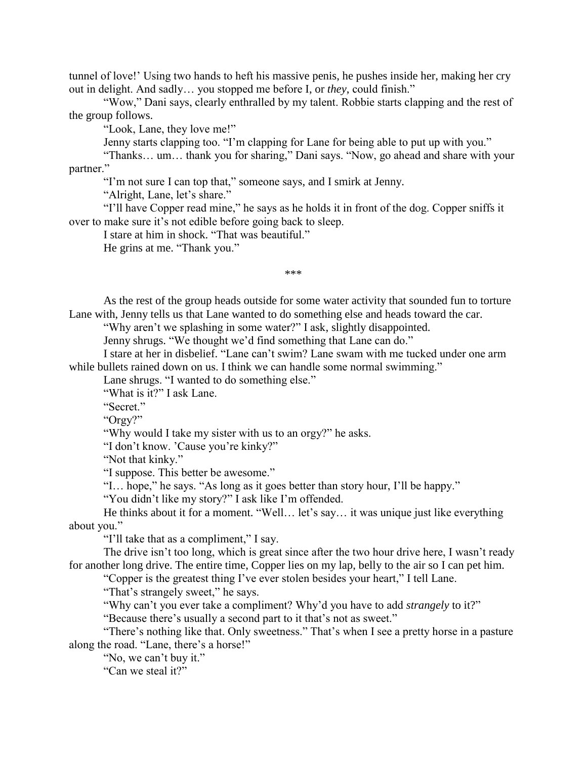tunnel of love!' Using two hands to heft his massive penis, he pushes inside her, making her cry out in delight. And sadly… you stopped me before I, or *they*, could finish."

"Wow," Dani says, clearly enthralled by my talent. Robbie starts clapping and the rest of the group follows.

"Look, Lane, they love me!"

Jenny starts clapping too. "I'm clapping for Lane for being able to put up with you."

"Thanks… um… thank you for sharing," Dani says. "Now, go ahead and share with your partner."

"I'm not sure I can top that," someone says, and I smirk at Jenny.

"Alright, Lane, let's share."

"I'll have Copper read mine," he says as he holds it in front of the dog. Copper sniffs it over to make sure it's not edible before going back to sleep.

I stare at him in shock. "That was beautiful."

He grins at me. "Thank you."

\*\*\*

As the rest of the group heads outside for some water activity that sounded fun to torture Lane with, Jenny tells us that Lane wanted to do something else and heads toward the car.

"Why aren't we splashing in some water?" I ask, slightly disappointed.

Jenny shrugs. "We thought we'd find something that Lane can do."

I stare at her in disbelief. "Lane can't swim? Lane swam with me tucked under one arm while bullets rained down on us. I think we can handle some normal swimming."

Lane shrugs. "I wanted to do something else."

"What is it?" I ask Lane.

"Secret."

"Orgy?"

"Why would I take my sister with us to an orgy?" he asks.

"I don't know. 'Cause you're kinky?"

"Not that kinky."

"I suppose. This better be awesome."

"I… hope," he says. "As long as it goes better than story hour, I'll be happy."

"You didn't like my story?" I ask like I'm offended.

He thinks about it for a moment. "Well… let's say… it was unique just like everything about you."

"I'll take that as a compliment," I say.

The drive isn't too long, which is great since after the two hour drive here, I wasn't ready for another long drive. The entire time, Copper lies on my lap, belly to the air so I can pet him.

"Copper is the greatest thing I've ever stolen besides your heart," I tell Lane.

"That's strangely sweet," he says.

"Why can't you ever take a compliment? Why'd you have to add *strangely* to it?"

"Because there's usually a second part to it that's not as sweet."

"There's nothing like that. Only sweetness." That's when I see a pretty horse in a pasture along the road. "Lane, there's a horse!"

"No, we can't buy it."

"Can we steal it?"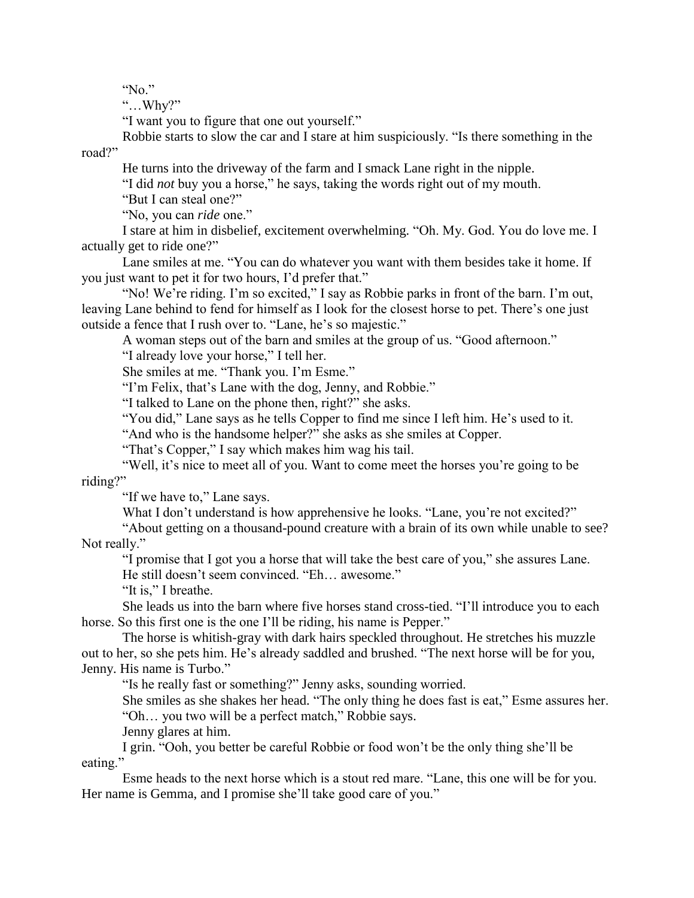"No."

"…Why?"

"I want you to figure that one out yourself."

Robbie starts to slow the car and I stare at him suspiciously. "Is there something in the road?"

He turns into the driveway of the farm and I smack Lane right in the nipple.

"I did *not* buy you a horse," he says, taking the words right out of my mouth.

"But I can steal one?"

"No, you can *ride* one."

I stare at him in disbelief, excitement overwhelming. "Oh. My. God. You do love me. I actually get to ride one?"

Lane smiles at me. "You can do whatever you want with them besides take it home. If you just want to pet it for two hours, I'd prefer that."

"No! We're riding. I'm so excited," I say as Robbie parks in front of the barn. I'm out, leaving Lane behind to fend for himself as I look for the closest horse to pet. There's one just outside a fence that I rush over to. "Lane, he's so majestic."

A woman steps out of the barn and smiles at the group of us. "Good afternoon."

"I already love your horse," I tell her.

She smiles at me. "Thank you. I'm Esme."

"I'm Felix, that's Lane with the dog, Jenny, and Robbie."

"I talked to Lane on the phone then, right?" she asks.

"You did," Lane says as he tells Copper to find me since I left him. He's used to it.

"And who is the handsome helper?" she asks as she smiles at Copper.

"That's Copper," I say which makes him wag his tail.

"Well, it's nice to meet all of you. Want to come meet the horses you're going to be riding?"

"If we have to," Lane says.

What I don't understand is how apprehensive he looks. "Lane, you're not excited?"

"About getting on a thousand-pound creature with a brain of its own while unable to see? Not really."

"I promise that I got you a horse that will take the best care of you," she assures Lane.

He still doesn't seem convinced. "Eh… awesome."

"It is," I breathe.

She leads us into the barn where five horses stand cross-tied. "I'll introduce you to each horse. So this first one is the one I'll be riding, his name is Pepper."

The horse is whitish-gray with dark hairs speckled throughout. He stretches his muzzle out to her, so she pets him. He's already saddled and brushed. "The next horse will be for you, Jenny. His name is Turbo."

"Is he really fast or something?" Jenny asks, sounding worried.

She smiles as she shakes her head. "The only thing he does fast is eat," Esme assures her.

"Oh… you two will be a perfect match," Robbie says.

Jenny glares at him.

I grin. "Ooh, you better be careful Robbie or food won't be the only thing she'll be eating."

Esme heads to the next horse which is a stout red mare. "Lane, this one will be for you. Her name is Gemma, and I promise she'll take good care of you."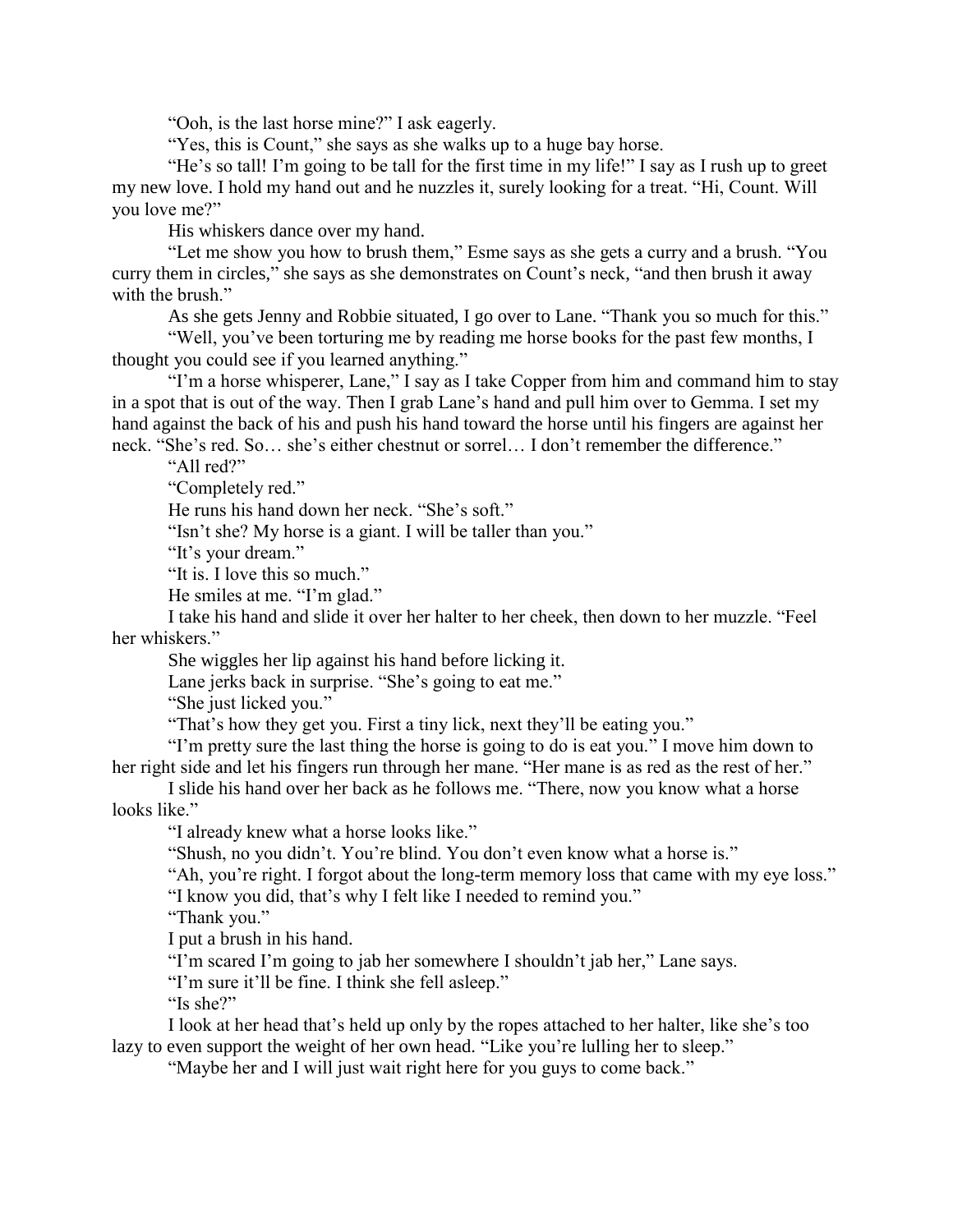"Ooh, is the last horse mine?" I ask eagerly.

"Yes, this is Count," she says as she walks up to a huge bay horse.

"He's so tall! I'm going to be tall for the first time in my life!" I say as I rush up to greet my new love. I hold my hand out and he nuzzles it, surely looking for a treat. "Hi, Count. Will you love me?"

His whiskers dance over my hand.

"Let me show you how to brush them," Esme says as she gets a curry and a brush. "You curry them in circles," she says as she demonstrates on Count's neck, "and then brush it away with the brush."

As she gets Jenny and Robbie situated, I go over to Lane. "Thank you so much for this."

"Well, you've been torturing me by reading me horse books for the past few months, I thought you could see if you learned anything."

"I'm a horse whisperer, Lane," I say as I take Copper from him and command him to stay in a spot that is out of the way. Then I grab Lane's hand and pull him over to Gemma. I set my hand against the back of his and push his hand toward the horse until his fingers are against her neck. "She's red. So… she's either chestnut or sorrel… I don't remember the difference."

"All red?"

"Completely red."

He runs his hand down her neck. "She's soft."

"Isn't she? My horse is a giant. I will be taller than you."

"It's your dream."

"It is. I love this so much."

He smiles at me. "I'm glad."

I take his hand and slide it over her halter to her cheek, then down to her muzzle. "Feel her whiskers."

She wiggles her lip against his hand before licking it.

Lane jerks back in surprise. "She's going to eat me."

"She just licked you."

"That's how they get you. First a tiny lick, next they'll be eating you."

"I'm pretty sure the last thing the horse is going to do is eat you." I move him down to her right side and let his fingers run through her mane. "Her mane is as red as the rest of her."

I slide his hand over her back as he follows me. "There, now you know what a horse looks like."

"I already knew what a horse looks like."

"Shush, no you didn't. You're blind. You don't even know what a horse is."

"Ah, you're right. I forgot about the long-term memory loss that came with my eye loss."

"I know you did, that's why I felt like I needed to remind you."

"Thank you."

I put a brush in his hand.

"I'm scared I'm going to jab her somewhere I shouldn't jab her," Lane says.

"I'm sure it'll be fine. I think she fell asleep."

"Is she?"

I look at her head that's held up only by the ropes attached to her halter, like she's too lazy to even support the weight of her own head. "Like you're lulling her to sleep."

"Maybe her and I will just wait right here for you guys to come back."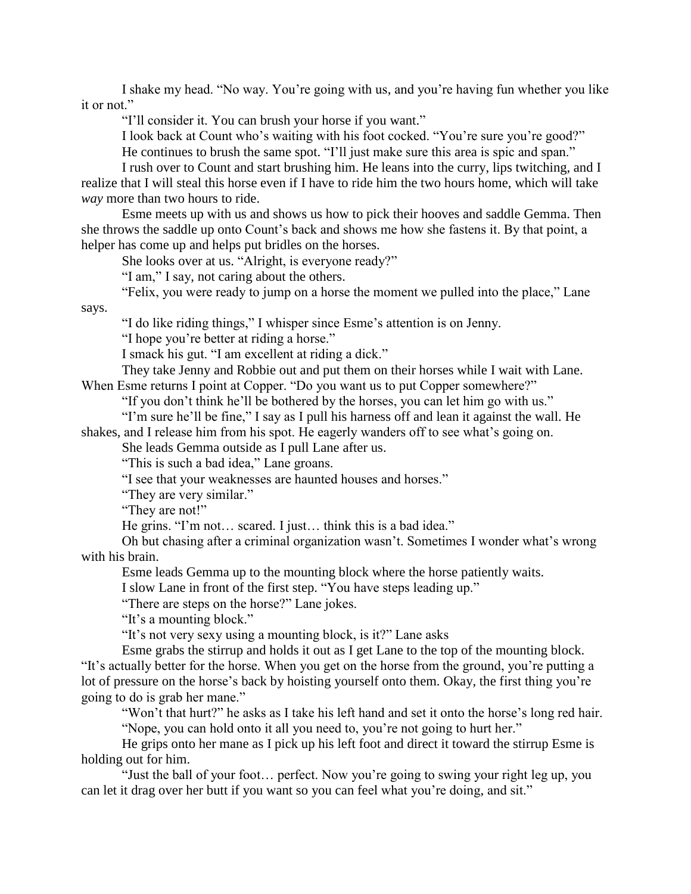I shake my head. “No way. You’re going with us, and you’re having fun whether you like it or not.”

“I’ll consider it. You can brush your horse if you want.”

I look back at Count who’s waiting with his foot cocked. “You’re sure you’re good?”

He continues to brush the same spot. “I’ll just make sure this area is spic and span.”

I rush over to Count and start brushing him. He leans into the curry, lips twitching, and I realize that I will steal this horse even if I have to ride him the two hours home, which will take *way* more than two hours to ride.

Esme meets up with us and shows us how to pick their hooves and saddle Gemma. Then she throws the saddle up onto Count’s back and shows me how she fastens it. By that point, a helper has come up and helps put bridles on the horses.

She looks over at us. “Alright, is everyone ready?”

“I am,” I say, not caring about the others.

“Felix, you were ready to jump on a horse the moment we pulled into the place,” Lane says.

“I do like riding things,” I whisper since Esme’s attention is on Jenny.

“I hope you’re better at riding a horse.”

I smack his gut. “I am excellent at riding a dick.”

They take Jenny and Robbie out and put them on their horses while I wait with Lane. When Esme returns I point at Copper. “Do you want us to put Copper somewhere?”

“If you don’t think he’ll be bothered by the horses, you can let him go with us.”

“I’m sure he’ll be fine,” I say as I pull his harness off and lean it against the wall. He shakes, and I release him from his spot. He eagerly wanders off to see what’s going on.

She leads Gemma outside as I pull Lane after us.

“This is such a bad idea,” Lane groans.

“I see that your weaknesses are haunted houses and horses.”

“They are very similar.”

“They are not!”

He grins. “I’m not… scared. I just… think this is a bad idea.”

Oh but chasing after a criminal organization wasn’t. Sometimes I wonder what’s wrong with his brain.

Esme leads Gemma up to the mounting block where the horse patiently waits.

I slow Lane in front of the first step. “You have steps leading up.”

“There are steps on the horse?” Lane jokes.

“It’s a mounting block.”

“It’s not very sexy using a mounting block, is it?” Lane asks

Esme grabs the stirrup and holds it out as I get Lane to the top of the mounting block. “It’s actually better for the horse. When you get on the horse from the ground, you’re putting a lot of pressure on the horse’s back by hoisting yourself onto them. Okay, the first thing you’re going to do is grab her mane.”

“Won’t that hurt?” he asks as I take his left hand and set it onto the horse’s long red hair.

“Nope, you can hold onto it all you need to, you’re not going to hurt her.”

He grips onto her mane as I pick up his left foot and direct it toward the stirrup Esme is holding out for him.

“Just the ball of your foot… perfect. Now you’re going to swing your right leg up, you can let it drag over her butt if you want so you can feel what you’re doing, and sit.”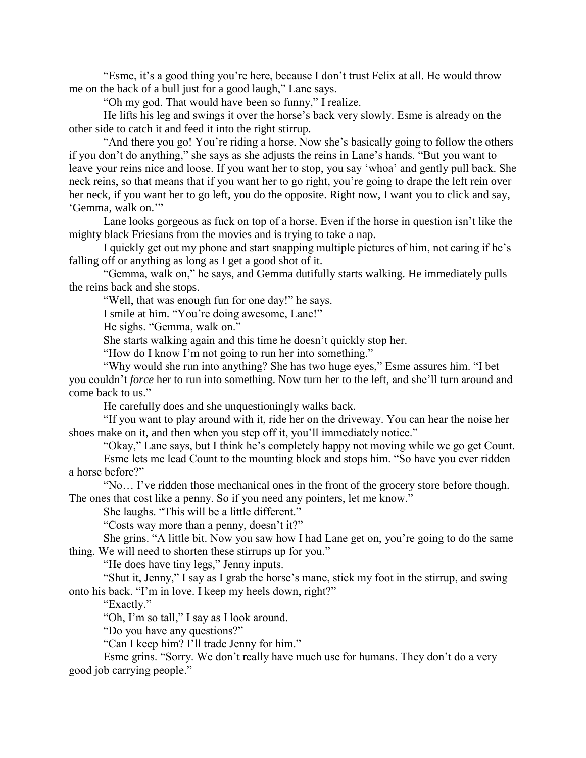"Esme, it's a good thing you're here, because I don't trust Felix at all. He would throw me on the back of a bull just for a good laugh," Lane says.

"Oh my god. That would have been so funny," I realize.

He lifts his leg and swings it over the horse's back very slowly. Esme is already on the other side to catch it and feed it into the right stirrup.

"And there you go! You're riding a horse. Now she's basically going to follow the others if you don't do anything," she says as she adjusts the reins in Lane's hands. "But you want to leave your reins nice and loose. If you want her to stop, you say 'whoa' and gently pull back. She neck reins, so that means that if you want her to go right, you're going to drape the left rein over her neck, if you want her to go left, you do the opposite. Right now, I want you to click and say, 'Gemma, walk on.'"

Lane looks gorgeous as fuck on top of a horse. Even if the horse in question isn't like the mighty black Friesians from the movies and is trying to take a nap.

I quickly get out my phone and start snapping multiple pictures of him, not caring if he's falling off or anything as long as I get a good shot of it.

"Gemma, walk on," he says, and Gemma dutifully starts walking. He immediately pulls the reins back and she stops.

"Well, that was enough fun for one day!" he says.

I smile at him. "You're doing awesome, Lane!"

He sighs. "Gemma, walk on."

She starts walking again and this time he doesn't quickly stop her.

"How do I know I'm not going to run her into something."

"Why would she run into anything? She has two huge eyes," Esme assures him. "I bet you couldn't *force* her to run into something. Now turn her to the left, and she'll turn around and come back to us."

He carefully does and she unquestioningly walks back.

"If you want to play around with it, ride her on the driveway. You can hear the noise her shoes make on it, and then when you step off it, you'll immediately notice."

"Okay," Lane says, but I think he's completely happy not moving while we go get Count.

Esme lets me lead Count to the mounting block and stops him. "So have you ever ridden a horse before?"

"No… I've ridden those mechanical ones in the front of the grocery store before though. The ones that cost like a penny. So if you need any pointers, let me know."

She laughs. "This will be a little different."

"Costs way more than a penny, doesn't it?"

She grins. "A little bit. Now you saw how I had Lane get on, you're going to do the same thing. We will need to shorten these stirrups up for you."

"He does have tiny legs," Jenny inputs.

"Shut it, Jenny," I say as I grab the horse's mane, stick my foot in the stirrup, and swing onto his back. "I'm in love. I keep my heels down, right?"

"Exactly."

"Oh, I'm so tall," I say as I look around.

"Do you have any questions?"

"Can I keep him? I'll trade Jenny for him."

Esme grins. "Sorry. We don't really have much use for humans. They don't do a very good job carrying people."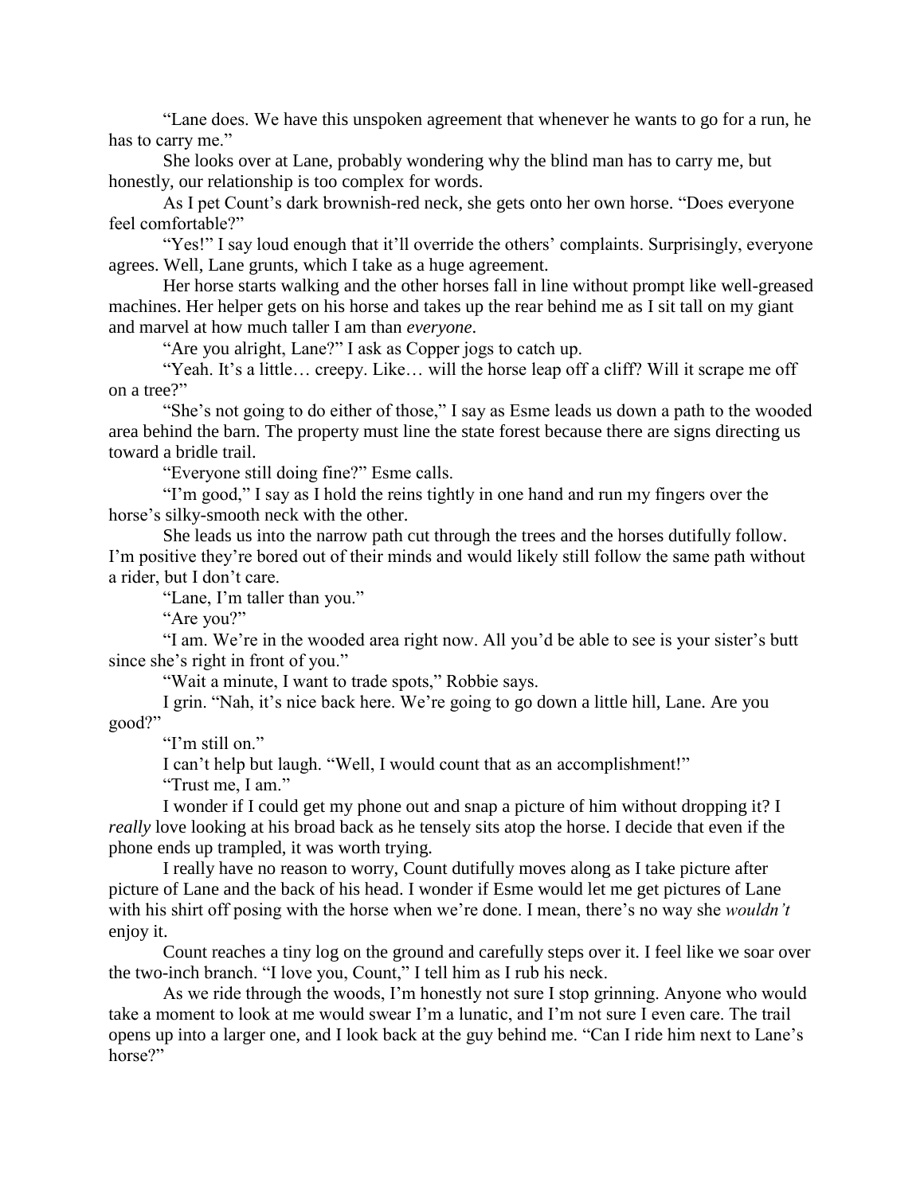"Lane does. We have this unspoken agreement that whenever he wants to go for a run, he has to carry me."

She looks over at Lane, probably wondering why the blind man has to carry me, but honestly, our relationship is too complex for words.

As I pet Count's dark brownish-red neck, she gets onto her own horse. "Does everyone feel comfortable?"

"Yes!" I say loud enough that it'll override the others' complaints. Surprisingly, everyone agrees. Well, Lane grunts, which I take as a huge agreement.

Her horse starts walking and the other horses fall in line without prompt like well-greased machines. Her helper gets on his horse and takes up the rear behind me as I sit tall on my giant and marvel at how much taller I am than *everyone*.

"Are you alright, Lane?" I ask as Copper jogs to catch up.

"Yeah. It's a little… creepy. Like… will the horse leap off a cliff? Will it scrape me off on a tree?"

"She's not going to do either of those," I say as Esme leads us down a path to the wooded area behind the barn. The property must line the state forest because there are signs directing us toward a bridle trail.

"Everyone still doing fine?" Esme calls.

"I'm good," I say as I hold the reins tightly in one hand and run my fingers over the horse's silky-smooth neck with the other.

She leads us into the narrow path cut through the trees and the horses dutifully follow. I'm positive they're bored out of their minds and would likely still follow the same path without a rider, but I don't care.

"Lane, I'm taller than you."

"Are you?"

"I am. We're in the wooded area right now. All you'd be able to see is your sister's butt since she's right in front of you."

"Wait a minute, I want to trade spots," Robbie says.

I grin. "Nah, it's nice back here. We're going to go down a little hill, Lane. Are you good?"

"I'm still on."

I can't help but laugh. "Well, I would count that as an accomplishment!"

"Trust me, I am."

I wonder if I could get my phone out and snap a picture of him without dropping it? I *really* love looking at his broad back as he tensely sits atop the horse. I decide that even if the phone ends up trampled, it was worth trying.

I really have no reason to worry, Count dutifully moves along as I take picture after picture of Lane and the back of his head. I wonder if Esme would let me get pictures of Lane with his shirt off posing with the horse when we're done. I mean, there's no way she *wouldn't* enjoy it.

Count reaches a tiny log on the ground and carefully steps over it. I feel like we soar over the two-inch branch. "I love you, Count," I tell him as I rub his neck.

As we ride through the woods, I'm honestly not sure I stop grinning. Anyone who would take a moment to look at me would swear I'm a lunatic, and I'm not sure I even care. The trail opens up into a larger one, and I look back at the guy behind me. "Can I ride him next to Lane's horse?"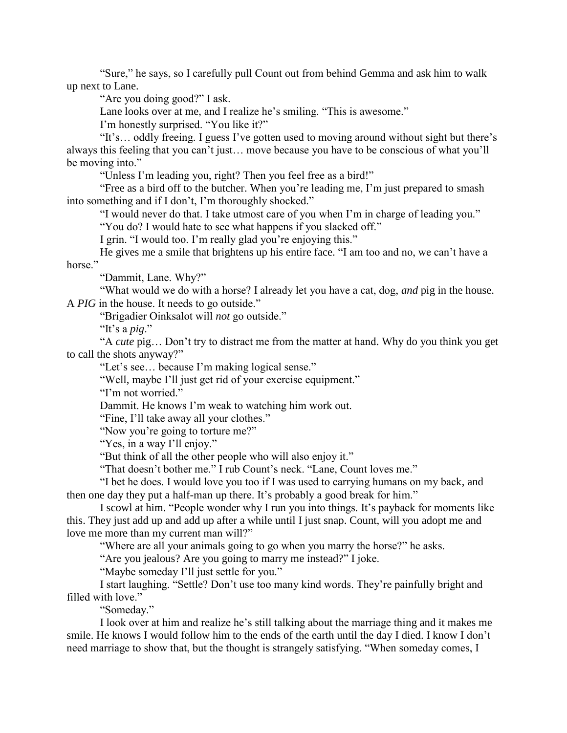"Sure," he says, so I carefully pull Count out from behind Gemma and ask him to walk up next to Lane.

"Are you doing good?" I ask.

Lane looks over at me, and I realize he's smiling. "This is awesome."

I'm honestly surprised. "You like it?"

"It's… oddly freeing. I guess I've gotten used to moving around without sight but there's always this feeling that you can't just… move because you have to be conscious of what you'll be moving into."

"Unless I'm leading you, right? Then you feel free as a bird!"

"Free as a bird off to the butcher. When you're leading me, I'm just prepared to smash into something and if I don't, I'm thoroughly shocked."

"I would never do that. I take utmost care of you when I'm in charge of leading you."

"You do? I would hate to see what happens if you slacked off."

I grin. "I would too. I'm really glad you're enjoying this."

He gives me a smile that brightens up his entire face. "I am too and no, we can't have a horse."

"Dammit, Lane. Why?"

"What would we do with a horse? I already let you have a cat, dog, *and* pig in the house. A *PIG* in the house. It needs to go outside."

"Brigadier Oinksalot will *not* go outside."

"It's a *pig*."

"A *cute* pig… Don't try to distract me from the matter at hand. Why do you think you get to call the shots anyway?"

"Let's see… because I'm making logical sense."

"Well, maybe I'll just get rid of your exercise equipment."

"I'm not worried."

Dammit. He knows I'm weak to watching him work out.

"Fine, I'll take away all your clothes."

"Now you're going to torture me?"

"Yes, in a way I'll enjoy."

"But think of all the other people who will also enjoy it."

"That doesn't bother me." I rub Count's neck. "Lane, Count loves me."

"I bet he does. I would love you too if I was used to carrying humans on my back, and then one day they put a half-man up there. It's probably a good break for him."

I scowl at him. "People wonder why I run you into things. It's payback for moments like this. They just add up and add up after a while until I just snap. Count, will you adopt me and love me more than my current man will?"

"Where are all your animals going to go when you marry the horse?" he asks.

"Are you jealous? Are you going to marry me instead?" I joke.

"Maybe someday I'll just settle for you."

I start laughing. "Settle? Don't use too many kind words. They're painfully bright and filled with love."

"Someday."

I look over at him and realize he's still talking about the marriage thing and it makes me smile. He knows I would follow him to the ends of the earth until the day I died. I know I don't need marriage to show that, but the thought is strangely satisfying. "When someday comes, I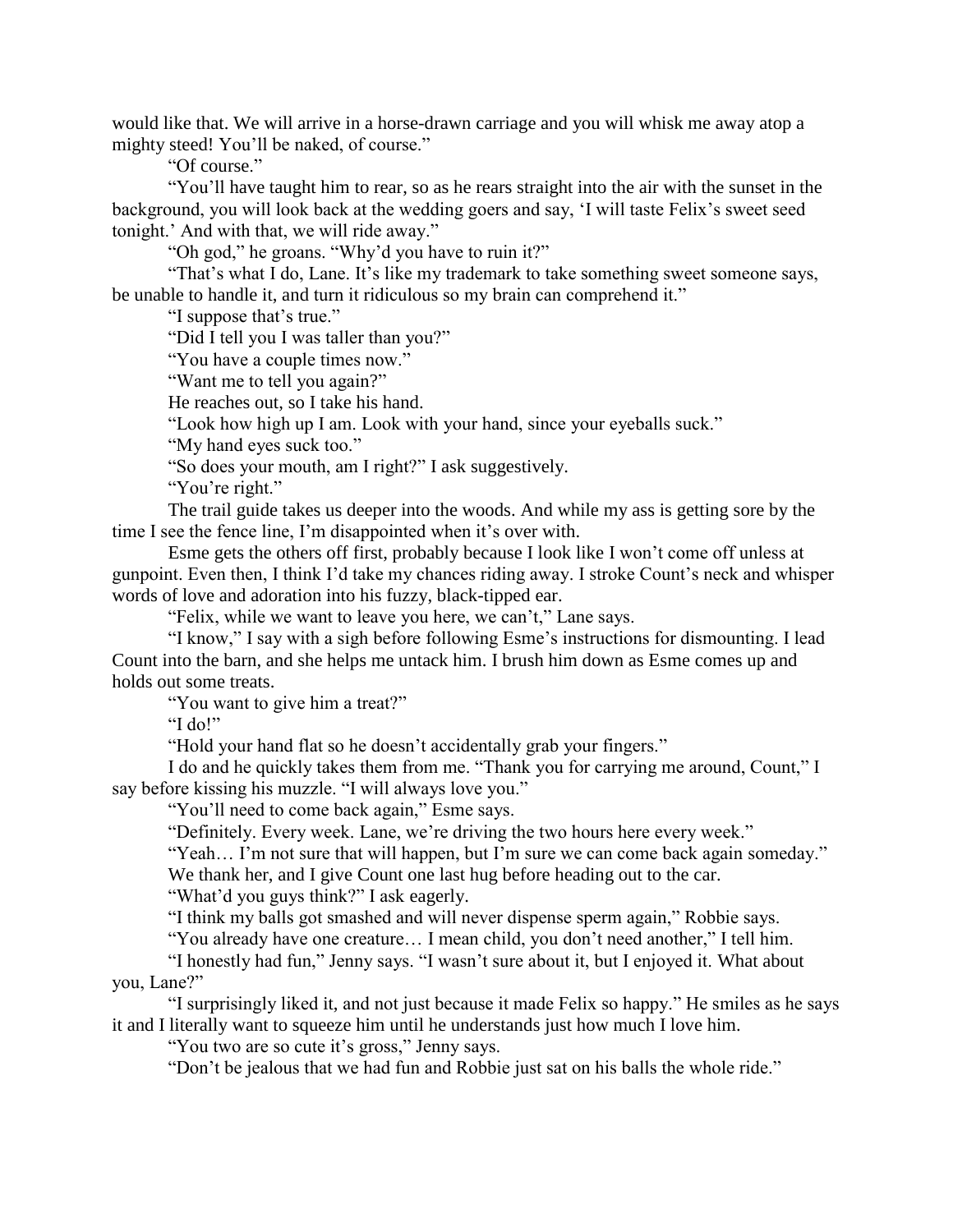would like that. We will arrive in a horse-drawn carriage and you will whisk me away atop a mighty steed! You'll be naked, of course."

"Of course."

"You'll have taught him to rear, so as he rears straight into the air with the sunset in the background, you will look back at the wedding goers and say, 'I will taste Felix's sweet seed tonight.' And with that, we will ride away."

"Oh god," he groans. "Why'd you have to ruin it?"

"That's what I do, Lane. It's like my trademark to take something sweet someone says, be unable to handle it, and turn it ridiculous so my brain can comprehend it."

"I suppose that's true."

"Did I tell you I was taller than you?"

"You have a couple times now."

"Want me to tell you again?"

He reaches out, so I take his hand.

"Look how high up I am. Look with your hand, since your eyeballs suck."

"My hand eyes suck too."

"So does your mouth, am I right?" I ask suggestively.

"You're right."

The trail guide takes us deeper into the woods. And while my ass is getting sore by the time I see the fence line, I'm disappointed when it's over with.

Esme gets the others off first, probably because I look like I won't come off unless at gunpoint. Even then, I think I'd take my chances riding away. I stroke Count's neck and whisper words of love and adoration into his fuzzy, black-tipped ear.

"Felix, while we want to leave you here, we can't," Lane says.

"I know," I say with a sigh before following Esme's instructions for dismounting. I lead Count into the barn, and she helps me untack him. I brush him down as Esme comes up and holds out some treats.

"You want to give him a treat?"

"I do!"

"Hold your hand flat so he doesn't accidentally grab your fingers."

I do and he quickly takes them from me. "Thank you for carrying me around, Count," I say before kissing his muzzle. "I will always love you."

"You'll need to come back again," Esme says.

"Definitely. Every week. Lane, we're driving the two hours here every week."

"Yeah… I'm not sure that will happen, but I'm sure we can come back again someday."

We thank her, and I give Count one last hug before heading out to the car.

"What'd you guys think?" I ask eagerly.

"I think my balls got smashed and will never dispense sperm again," Robbie says.

"You already have one creature… I mean child, you don't need another," I tell him.

"I honestly had fun," Jenny says. "I wasn't sure about it, but I enjoyed it. What about you, Lane?"

"I surprisingly liked it, and not just because it made Felix so happy." He smiles as he says it and I literally want to squeeze him until he understands just how much I love him.

"You two are so cute it's gross," Jenny says.

"Don't be jealous that we had fun and Robbie just sat on his balls the whole ride."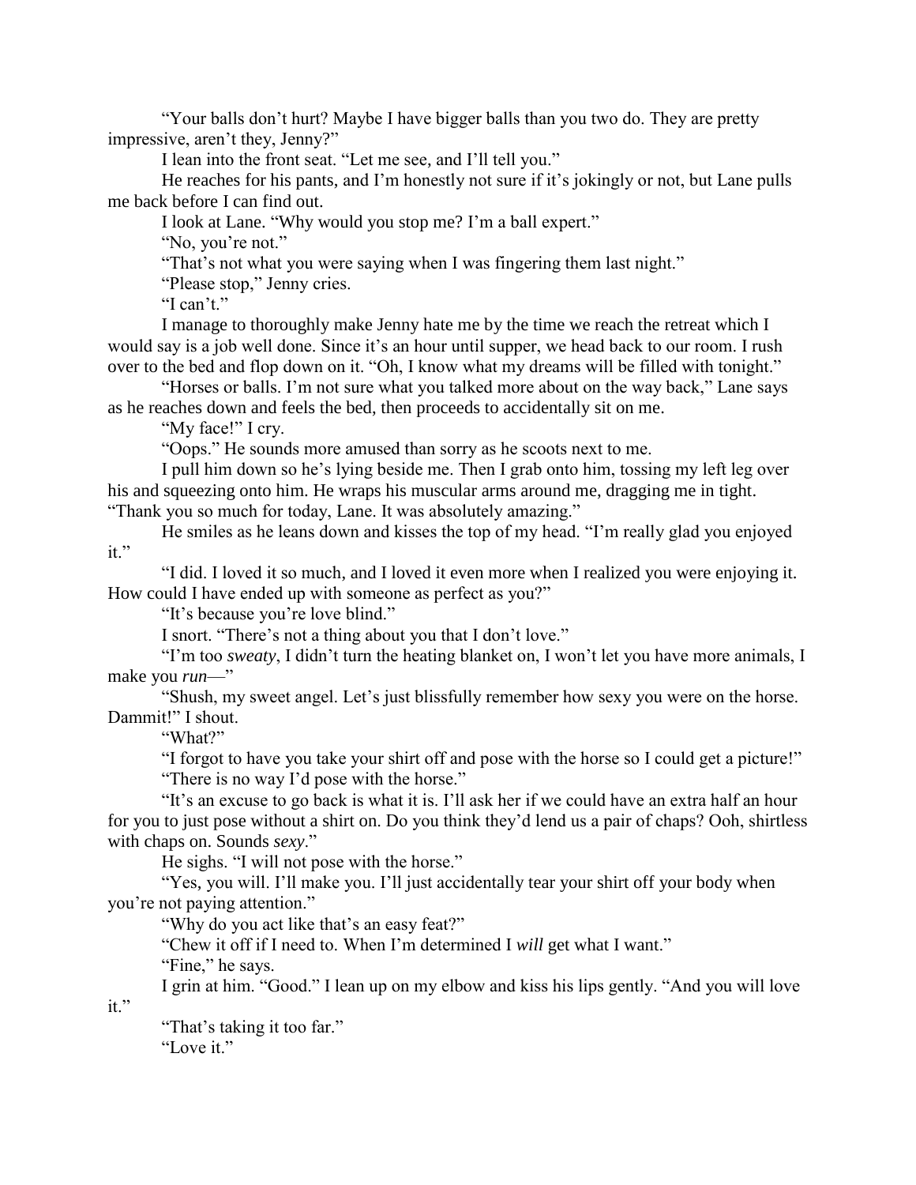"Your balls don't hurt? Maybe I have bigger balls than you two do. They are pretty impressive, aren't they, Jenny?"

I lean into the front seat. "Let me see, and I'll tell you."

He reaches for his pants, and I'm honestly not sure if it's jokingly or not, but Lane pulls me back before I can find out.

I look at Lane. "Why would you stop me? I'm a ball expert."

"No, you're not."

"That's not what you were saying when I was fingering them last night."

"Please stop," Jenny cries.

"I can't."

I manage to thoroughly make Jenny hate me by the time we reach the retreat which I would say is a job well done. Since it's an hour until supper, we head back to our room. I rush over to the bed and flop down on it. "Oh, I know what my dreams will be filled with tonight."

"Horses or balls. I'm not sure what you talked more about on the way back," Lane says as he reaches down and feels the bed, then proceeds to accidentally sit on me.

"My face!" I cry.

"Oops." He sounds more amused than sorry as he scoots next to me.

I pull him down so he's lying beside me. Then I grab onto him, tossing my left leg over his and squeezing onto him. He wraps his muscular arms around me, dragging me in tight. "Thank you so much for today, Lane. It was absolutely amazing."

He smiles as he leans down and kisses the top of my head. "I'm really glad you enjoyed it."

"I did. I loved it so much, and I loved it even more when I realized you were enjoying it. How could I have ended up with someone as perfect as you?"

"It's because you're love blind."

I snort. "There's not a thing about you that I don't love."

"I'm too *sweaty*, I didn't turn the heating blanket on, I won't let you have more animals, I make you *run*—"

"Shush, my sweet angel. Let's just blissfully remember how sexy you were on the horse. Dammit!" I shout.

"What?"

"I forgot to have you take your shirt off and pose with the horse so I could get a picture!"

"There is no way I'd pose with the horse."

"It's an excuse to go back is what it is. I'll ask her if we could have an extra half an hour for you to just pose without a shirt on. Do you think they'd lend us a pair of chaps? Ooh, shirtless with chaps on. Sounds *sexy*."

He sighs. "I will not pose with the horse."

"Yes, you will. I'll make you. I'll just accidentally tear your shirt off your body when you're not paying attention."

"Why do you act like that's an easy feat?"

"Chew it off if I need to. When I'm determined I *will* get what I want."

"Fine," he says.

I grin at him. "Good." I lean up on my elbow and kiss his lips gently. "And you will love it."

"That's taking it too far."

"Love it."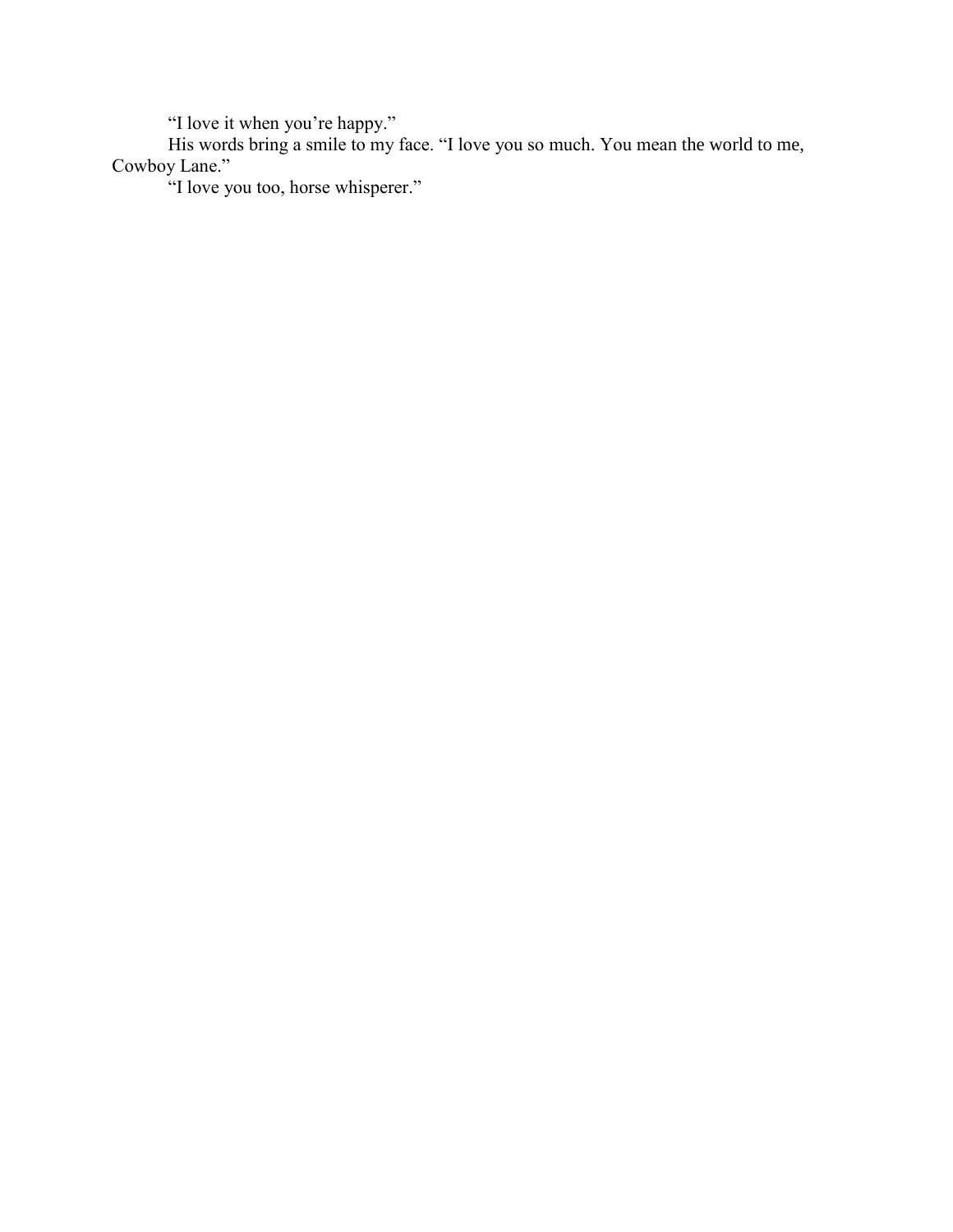"I love it when you're happy."

His words bring a smile to my face. "I love you so much. You mean the world to me, Cowboy Lane."

"I love you too, horse whisperer."